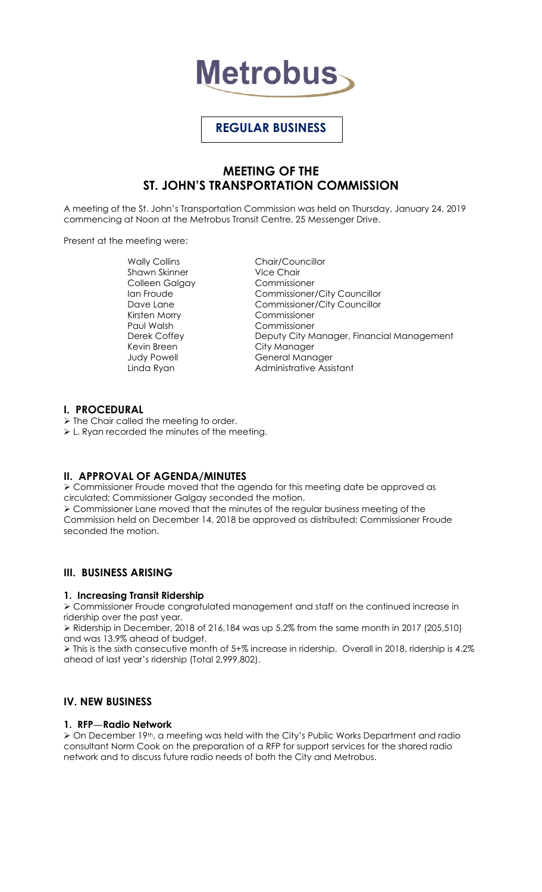# Metrobus

**REGULAR BUSINESS**

## MEETING OF THE ST. JOHN'S TRANSPORTATION COMMISSION

A meeting of the St. John's Transportation Commission was held on Thursday, January 24, 2019 commencing at Noon at the Metrobus Transit Centre, 25 Messenger Drive.

Present at the meeting were:

| | |
|---|---|
| Wally Collins | Chair/Councillor |
| Shawn Skinner | Vice Chair |
| Colleen Galgay | Commissioner |
| Ian Froude | Commissioner/City Councillor |
| Dave Lane | Commissioner/City Councillor |
| Kirsten Morry | Commissioner |
| Paul Walsh | Commissioner |
| Derek Coffey | Deputy City Manager, Financial Management |
| Kevin Breen | City Manager |
| Judy Powell | General Manager |
| Linda Ryan | Administrative Assistant |

### I. PROCEDURAL

- The Chair called the meeting to order.
- L. Ryan recorded the minutes of the meeting.

### II. APPROVAL OF AGENDA/MINUTES

- Commissioner Froude moved that the agenda for this meeting date be approved as circulated; Commissioner Galgay seconded the motion.
- Commissioner Lane moved that the minutes of the regular business meeting of the Commission held on December 14, 2018 be approved as distributed; Commissioner Froude seconded the motion.

### III. BUSINESS ARISING

#### 1. Increasing Transit Ridership

- Commissioner Froude congratulated management and staff on the continued increase in ridership over the past year.
- Ridership in December, 2018 of 216,184 was up 5.2% from the same month in 2017 (205,510) and was 13.9% ahead of budget.
- This is the sixth consecutive month of 5+% increase in ridership. Overall in 2018, ridership is 4.2% ahead of last year's ridership (Total 2,999,802).

### IV. NEW BUSINESS

#### 1. RFP—Radio Network

- On December 19th, a meeting was held with the City's Public Works Department and radio consultant Norm Cook on the preparation of a RFP for support services for the shared radio network and to discuss future radio needs of both the City and Metrobus.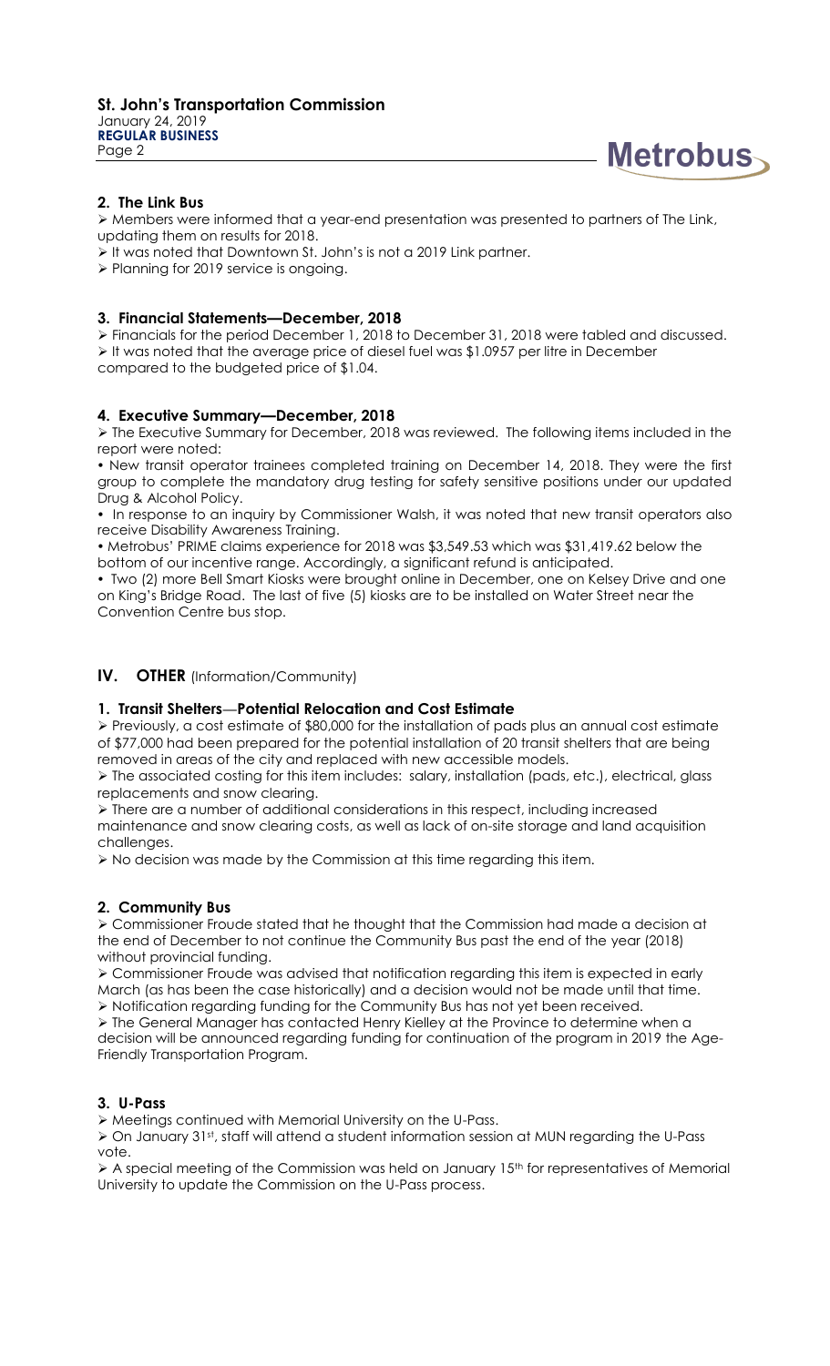## 2. The Link Bus

- Members were informed that a year-end presentation was presented to partners of The Link, updating them on results for 2018.
- It was noted that Downtown St. John's is not a 2019 Link partner.
- Planning for 2019 service is ongoing.

## 3. Financial Statements—December, 2018

- Financials for the period December 1, 2018 to December 31, 2018 were tabled and discussed.
- It was noted that the average price of diesel fuel was $1.0957 per litre in December compared to the budgeted price of $1.04.

## 4. Executive Summary—December, 2018

- The Executive Summary for December, 2018 was reviewed. The following items included in the report were noted:
  - New transit operator trainees completed training on December 14, 2018. They were the first group to complete the mandatory drug testing for safety sensitive positions under our updated Drug & Alcohol Policy.
  - In response to an inquiry by Commissioner Walsh, it was noted that new transit operators also receive Disability Awareness Training.
  - Metrobus' PRIME claims experience for 2018 was $3,549.53 which was $31,419.62 below the bottom of our incentive range. Accordingly, a significant refund is anticipated.
  - Two (2) more Bell Smart Kiosks were brought online in December, one on Kelsey Drive and one on King's Bridge Road. The last of five (5) kiosks are to be installed on Water Street near the Convention Centre bus stop.

# IV. OTHER (Information/Community)

## 1. Transit Shelters—Potential Relocation and Cost Estimate

- Previously, a cost estimate of $80,000 for the installation of pads plus an annual cost estimate of $77,000 had been prepared for the potential installation of 20 transit shelters that are being removed in areas of the city and replaced with new accessible models.
- The associated costing for this item includes: salary, installation (pads, etc.), electrical, glass replacements and snow clearing.
- There are a number of additional considerations in this respect, including increased maintenance and snow clearing costs, as well as lack of on-site storage and land acquisition challenges.
- No decision was made by the Commission at this time regarding this item.

## 2. Community Bus

- Commissioner Froude stated that he thought that the Commission had made a decision at the end of December to not continue the Community Bus past the end of the year (2018) without provincial funding.
- Commissioner Froude was advised that notification regarding this item is expected in early March (as has been the case historically) and a decision would not be made until that time.
- Notification regarding funding for the Community Bus has not yet been received.
- The General Manager has contacted Henry Kielley at the Province to determine when a decision will be announced regarding funding for continuation of the program in 2019 the Age-Friendly Transportation Program.

## 3. U-Pass

- Meetings continued with Memorial University on the U-Pass.
- On January 31st, staff will attend a student information session at MUN regarding the U-Pass vote.
- A special meeting of the Commission was held on January 15th for representatives of Memorial University to update the Commission on the U-Pass process.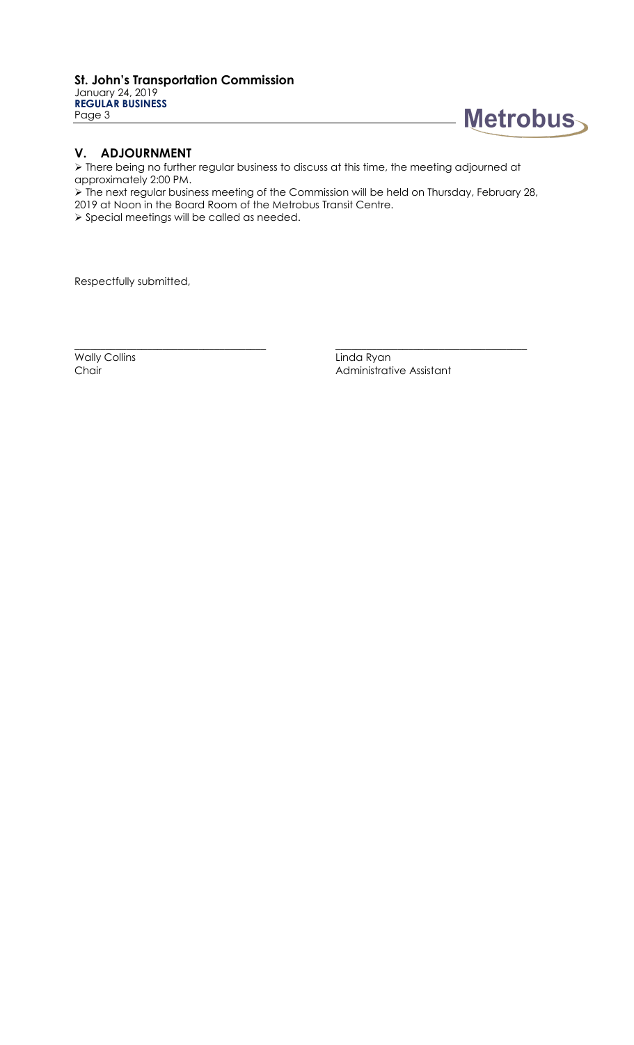## V. ADJOURNMENT

- There being no further regular business to discuss at this time, the meeting adjourned at approximately 2:00 PM.
- The next regular business meeting of the Commission will be held on Thursday, February 28, 2019 at Noon in the Board Room of the Metrobus Transit Centre.
- Special meetings will be called as needed.

Respectfully submitted,

| | |
|---|---|
| \_\_\_\_\_\_\_\_\_\_\_\_\_\_\_\_\_\_\_\_\_\_\_\_\_\_\_\_\_\_ | \_\_\_\_\_\_\_\_\_\_\_\_\_\_\_\_\_\_\_\_\_\_\_\_\_\_\_\_\_\_ |
| Wally Collins | Linda Ryan |
| Chair | Administrative Assistant |